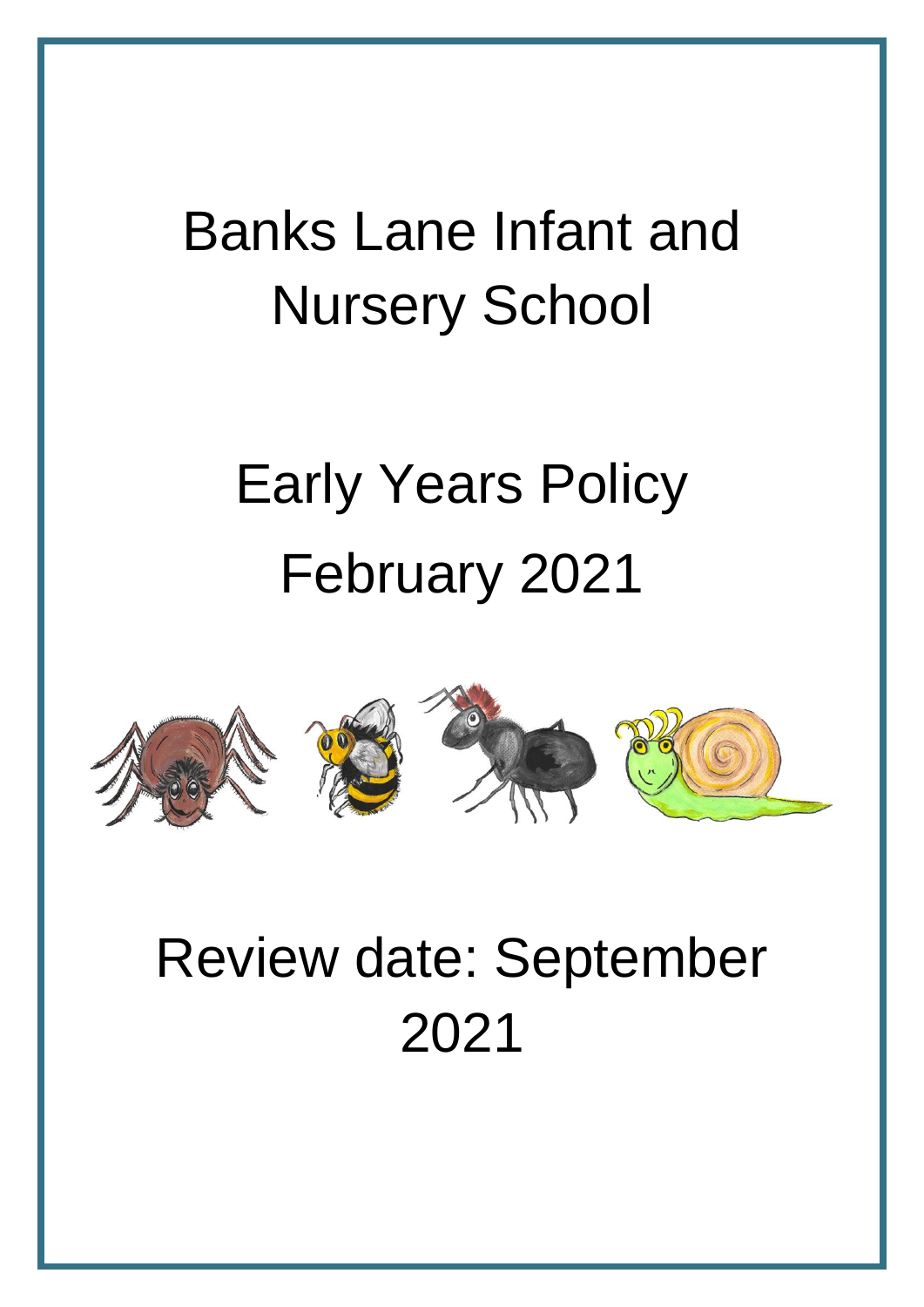# Banks Lane Infant and Nursery School

# Early Years Policy
# February 2021

# Review date: September 2021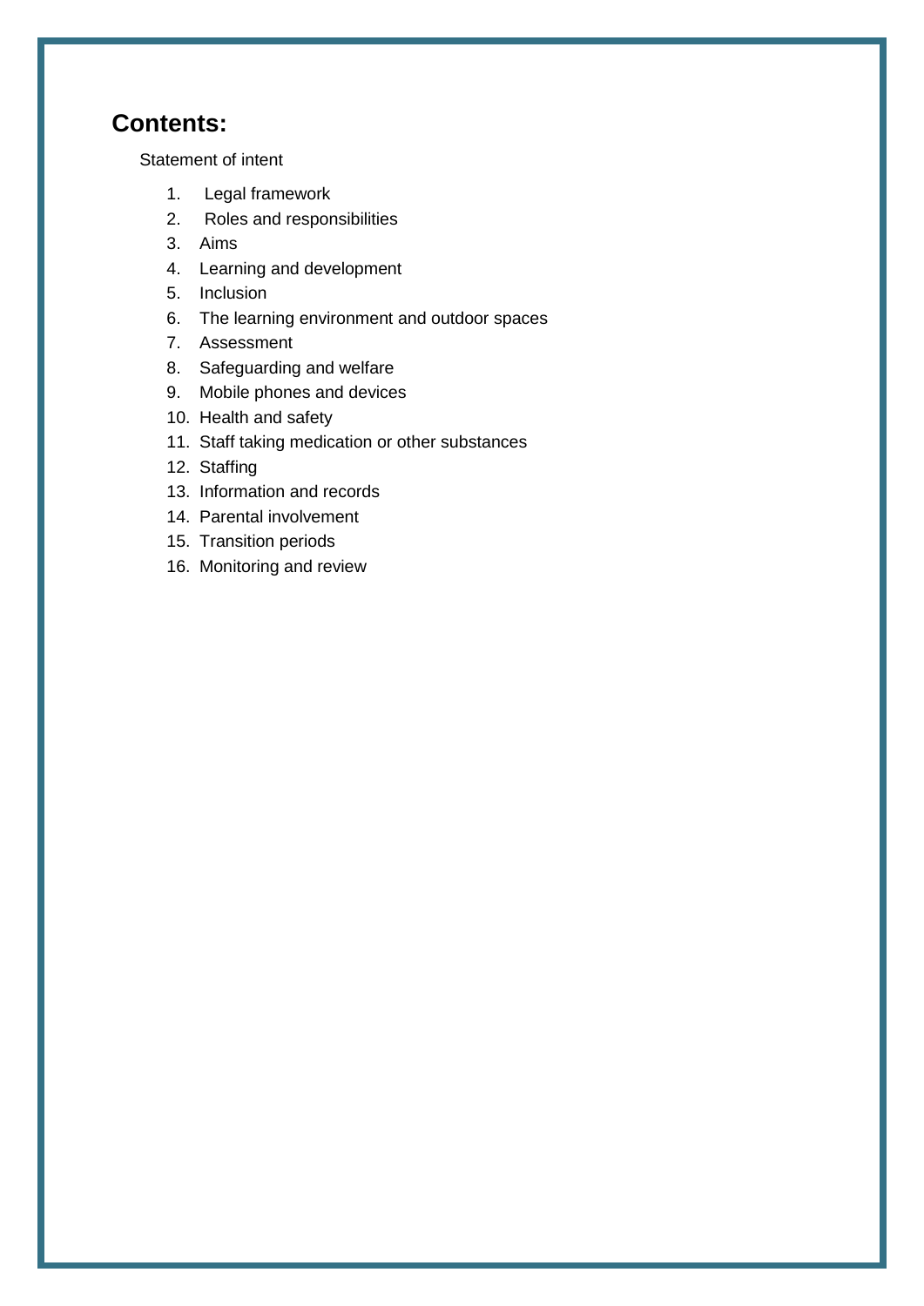## Contents:

Statement of intent

1. Legal framework
2. Roles and responsibilities
3. Aims
4. Learning and development
5. Inclusion
6. The learning environment and outdoor spaces
7. Assessment
8. Safeguarding and welfare
9. Mobile phones and devices
10. Health and safety
11. Staff taking medication or other substances
12. Staffing
13. Information and records
14. Parental involvement
15. Transition periods
16. Monitoring and review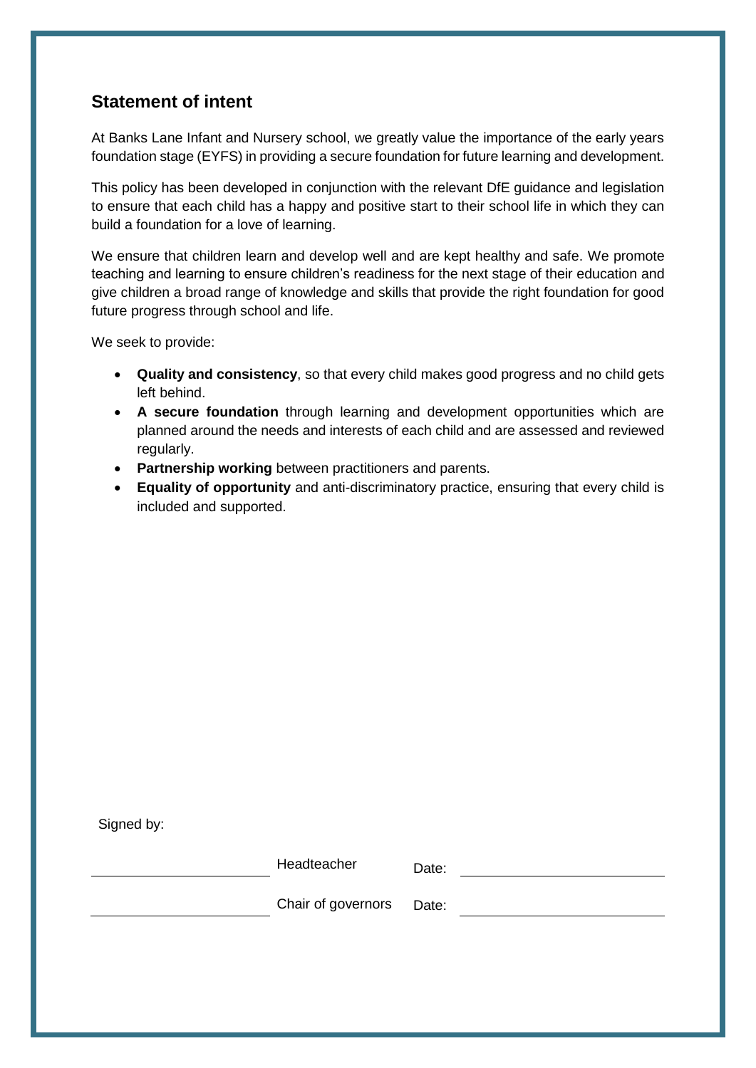## Statement of intent

At Banks Lane Infant and Nursery school, we greatly value the importance of the early years foundation stage (EYFS) in providing a secure foundation for future learning and development.

This policy has been developed in conjunction with the relevant DfE guidance and legislation to ensure that each child has a happy and positive start to their school life in which they can build a foundation for a love of learning.

We ensure that children learn and develop well and are kept healthy and safe. We promote teaching and learning to ensure children's readiness for the next stage of their education and give children a broad range of knowledge and skills that provide the right foundation for good future progress through school and life.

We seek to provide:

- **Quality and consistency**, so that every child makes good progress and no child gets left behind.
- **A secure foundation** through learning and development opportunities which are planned around the needs and interests of each child and are assessed and reviewed regularly.
- **Partnership working** between practitioners and parents.
- **Equality of opportunity** and anti-discriminatory practice, ensuring that every child is included and supported.

Signed by:

| | | | |
|---|---|---|---|
| ______________________ | Headteacher | Date: | ______________________ |
| ______________________ | Chair of governors | Date: | ______________________ |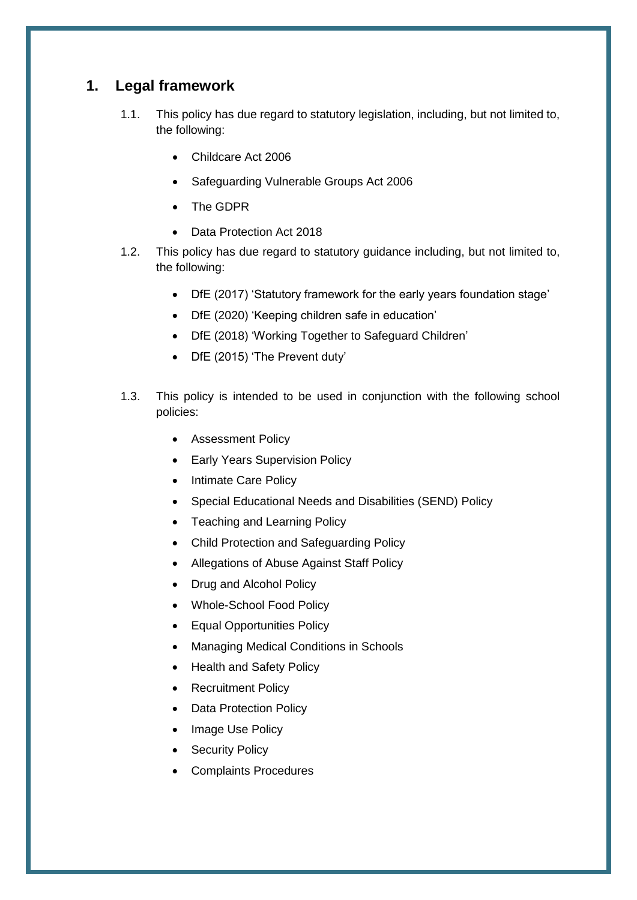## 1. Legal framework

1.1. This policy has due regard to statutory legislation, including, but not limited to, the following:

- Childcare Act 2006
- Safeguarding Vulnerable Groups Act 2006
- The GDPR
- Data Protection Act 2018

1.2. This policy has due regard to statutory guidance including, but not limited to, the following:

- DfE (2017) 'Statutory framework for the early years foundation stage'
- DfE (2020) 'Keeping children safe in education'
- DfE (2018) 'Working Together to Safeguard Children'
- DfE (2015) 'The Prevent duty'

1.3. This policy is intended to be used in conjunction with the following school policies:

- Assessment Policy
- Early Years Supervision Policy
- Intimate Care Policy
- Special Educational Needs and Disabilities (SEND) Policy
- Teaching and Learning Policy
- Child Protection and Safeguarding Policy
- Allegations of Abuse Against Staff Policy
- Drug and Alcohol Policy
- Whole-School Food Policy
- Equal Opportunities Policy
- Managing Medical Conditions in Schools
- Health and Safety Policy
- Recruitment Policy
- Data Protection Policy
- Image Use Policy
- Security Policy
- Complaints Procedures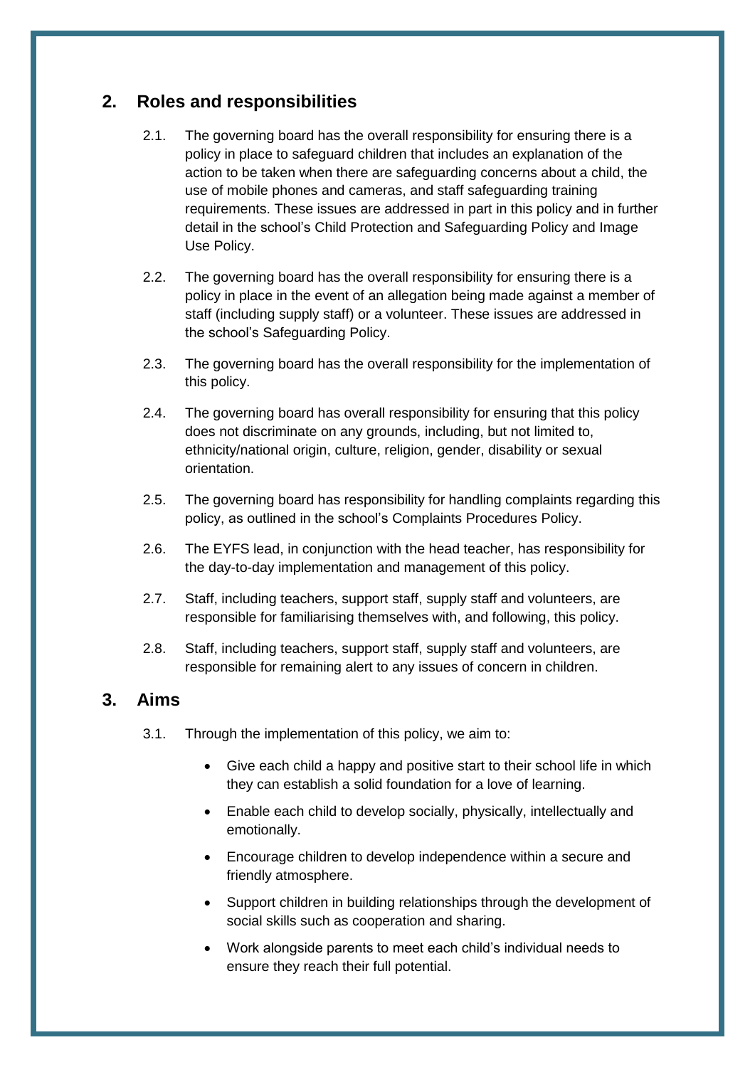## 2. Roles and responsibilities

2.1. The governing board has the overall responsibility for ensuring there is a policy in place to safeguard children that includes an explanation of the action to be taken when there are safeguarding concerns about a child, the use of mobile phones and cameras, and staff safeguarding training requirements. These issues are addressed in part in this policy and in further detail in the school's Child Protection and Safeguarding Policy and Image Use Policy.

2.2. The governing board has the overall responsibility for ensuring there is a policy in place in the event of an allegation being made against a member of staff (including supply staff) or a volunteer. These issues are addressed in the school's Safeguarding Policy.

2.3. The governing board has the overall responsibility for the implementation of this policy.

2.4. The governing board has overall responsibility for ensuring that this policy does not discriminate on any grounds, including, but not limited to, ethnicity/national origin, culture, religion, gender, disability or sexual orientation.

2.5. The governing board has responsibility for handling complaints regarding this policy, as outlined in the school's Complaints Procedures Policy.

2.6. The EYFS lead, in conjunction with the head teacher, has responsibility for the day-to-day implementation and management of this policy.

2.7. Staff, including teachers, support staff, supply staff and volunteers, are responsible for familiarising themselves with, and following, this policy.

2.8. Staff, including teachers, support staff, supply staff and volunteers, are responsible for remaining alert to any issues of concern in children.

## 3. Aims

3.1. Through the implementation of this policy, we aim to:

- Give each child a happy and positive start to their school life in which they can establish a solid foundation for a love of learning.
- Enable each child to develop socially, physically, intellectually and emotionally.
- Encourage children to develop independence within a secure and friendly atmosphere.
- Support children in building relationships through the development of social skills such as cooperation and sharing.
- Work alongside parents to meet each child's individual needs to ensure they reach their full potential.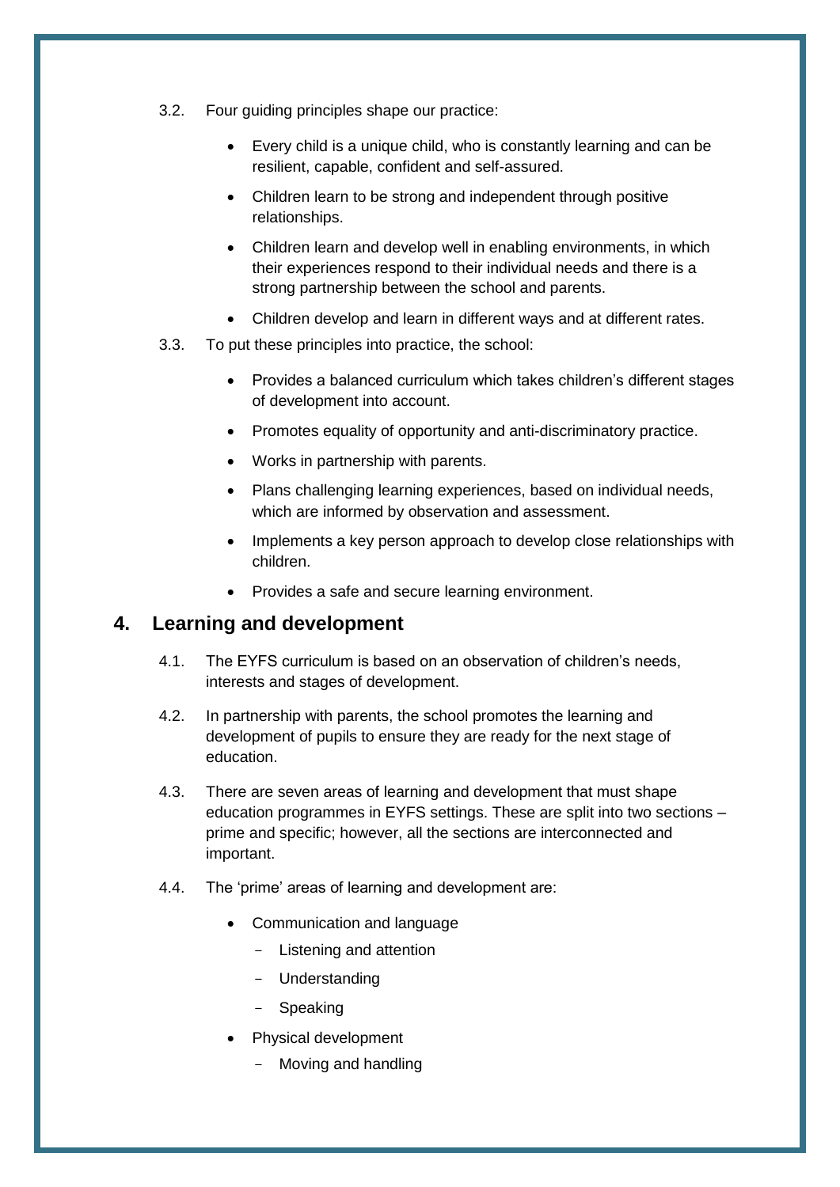3.2. Four guiding principles shape our practice:

- Every child is a unique child, who is constantly learning and can be resilient, capable, confident and self-assured.
- Children learn to be strong and independent through positive relationships.
- Children learn and develop well in enabling environments, in which their experiences respond to their individual needs and there is a strong partnership between the school and parents.
- Children develop and learn in different ways and at different rates.

3.3. To put these principles into practice, the school:

- Provides a balanced curriculum which takes children's different stages of development into account.
- Promotes equality of opportunity and anti-discriminatory practice.
- Works in partnership with parents.
- Plans challenging learning experiences, based on individual needs, which are informed by observation and assessment.
- Implements a key person approach to develop close relationships with children.
- Provides a safe and secure learning environment.

## 4. Learning and development

4.1. The EYFS curriculum is based on an observation of children's needs, interests and stages of development.

4.2. In partnership with parents, the school promotes the learning and development of pupils to ensure they are ready for the next stage of education.

4.3. There are seven areas of learning and development that must shape education programmes in EYFS settings. These are split into two sections – prime and specific; however, all the sections are interconnected and important.

4.4. The 'prime' areas of learning and development are:

- Communication and language
  - Listening and attention
  - Understanding
  - Speaking
- Physical development
  - Moving and handling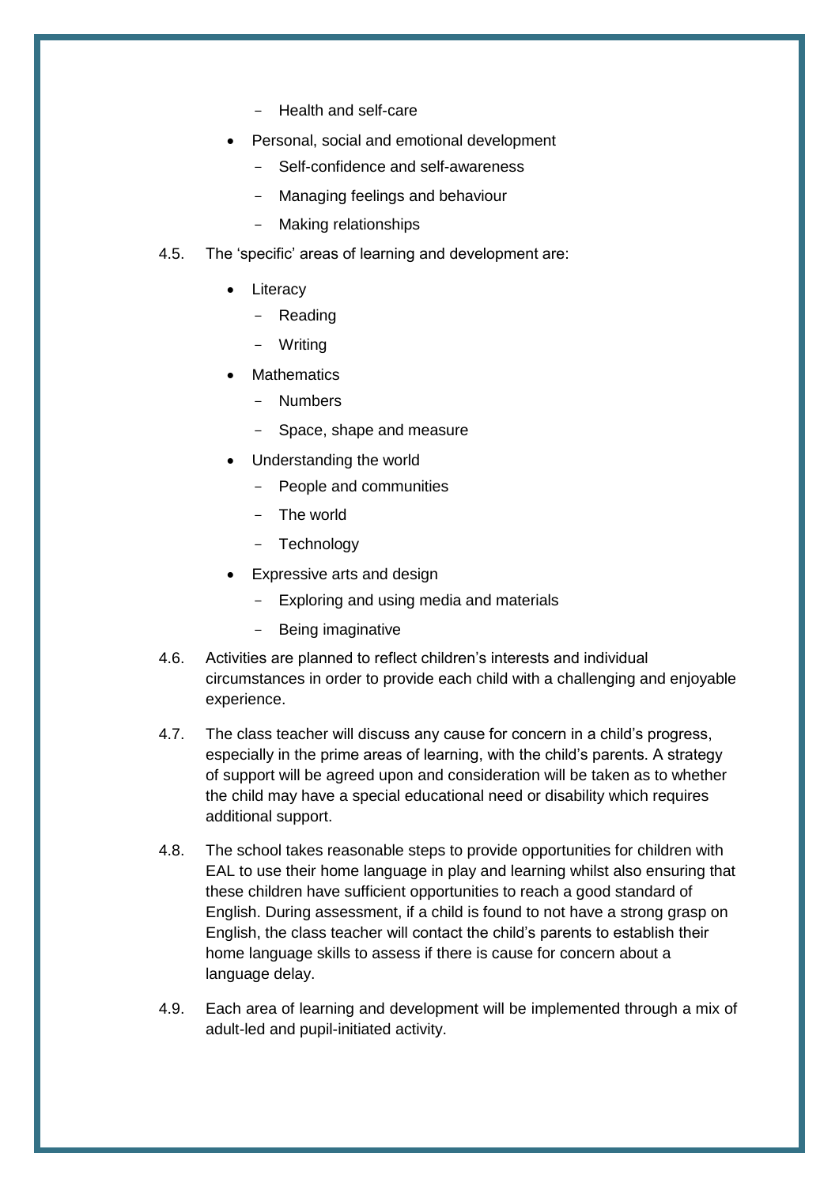- Health and self-care
- Personal, social and emotional development
  - Self-confidence and self-awareness
  - Managing feelings and behaviour
  - Making relationships

4.5. The 'specific' areas of learning and development are:

- Literacy
  - Reading
  - Writing
- Mathematics
  - Numbers
  - Space, shape and measure
- Understanding the world
  - People and communities
  - The world
  - Technology
- Expressive arts and design
  - Exploring and using media and materials
  - Being imaginative

4.6. Activities are planned to reflect children's interests and individual circumstances in order to provide each child with a challenging and enjoyable experience.

4.7. The class teacher will discuss any cause for concern in a child's progress, especially in the prime areas of learning, with the child's parents. A strategy of support will be agreed upon and consideration will be taken as to whether the child may have a special educational need or disability which requires additional support.

4.8. The school takes reasonable steps to provide opportunities for children with EAL to use their home language in play and learning whilst also ensuring that these children have sufficient opportunities to reach a good standard of English. During assessment, if a child is found to not have a strong grasp on English, the class teacher will contact the child's parents to establish their home language skills to assess if there is cause for concern about a language delay.

4.9. Each area of learning and development will be implemented through a mix of adult-led and pupil-initiated activity.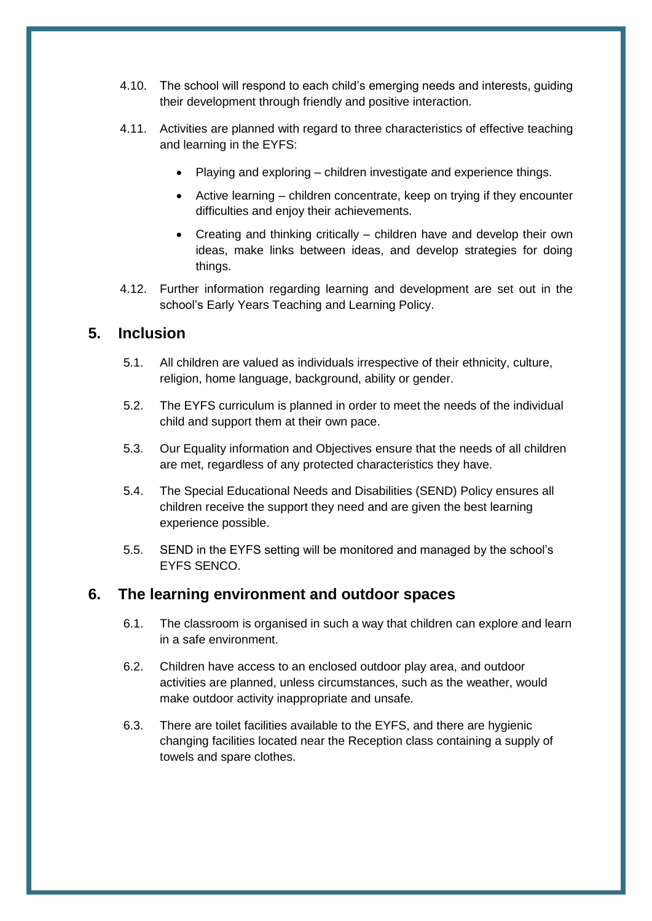4.10. The school will respond to each child's emerging needs and interests, guiding their development through friendly and positive interaction.

4.11. Activities are planned with regard to three characteristics of effective teaching and learning in the EYFS:

- Playing and exploring – children investigate and experience things.
- Active learning – children concentrate, keep on trying if they encounter difficulties and enjoy their achievements.
- Creating and thinking critically – children have and develop their own ideas, make links between ideas, and develop strategies for doing things.

4.12. Further information regarding learning and development are set out in the school's Early Years Teaching and Learning Policy.

## 5. Inclusion

5.1. All children are valued as individuals irrespective of their ethnicity, culture, religion, home language, background, ability or gender.

5.2. The EYFS curriculum is planned in order to meet the needs of the individual child and support them at their own pace.

5.3. Our Equality information and Objectives ensure that the needs of all children are met, regardless of any protected characteristics they have.

5.4. The Special Educational Needs and Disabilities (SEND) Policy ensures all children receive the support they need and are given the best learning experience possible.

5.5. SEND in the EYFS setting will be monitored and managed by the school's EYFS SENCO.

## 6. The learning environment and outdoor spaces

6.1. The classroom is organised in such a way that children can explore and learn in a safe environment.

6.2. Children have access to an enclosed outdoor play area, and outdoor activities are planned, unless circumstances, such as the weather, would make outdoor activity inappropriate and unsafe.

6.3. There are toilet facilities available to the EYFS, and there are hygienic changing facilities located near the Reception class containing a supply of towels and spare clothes.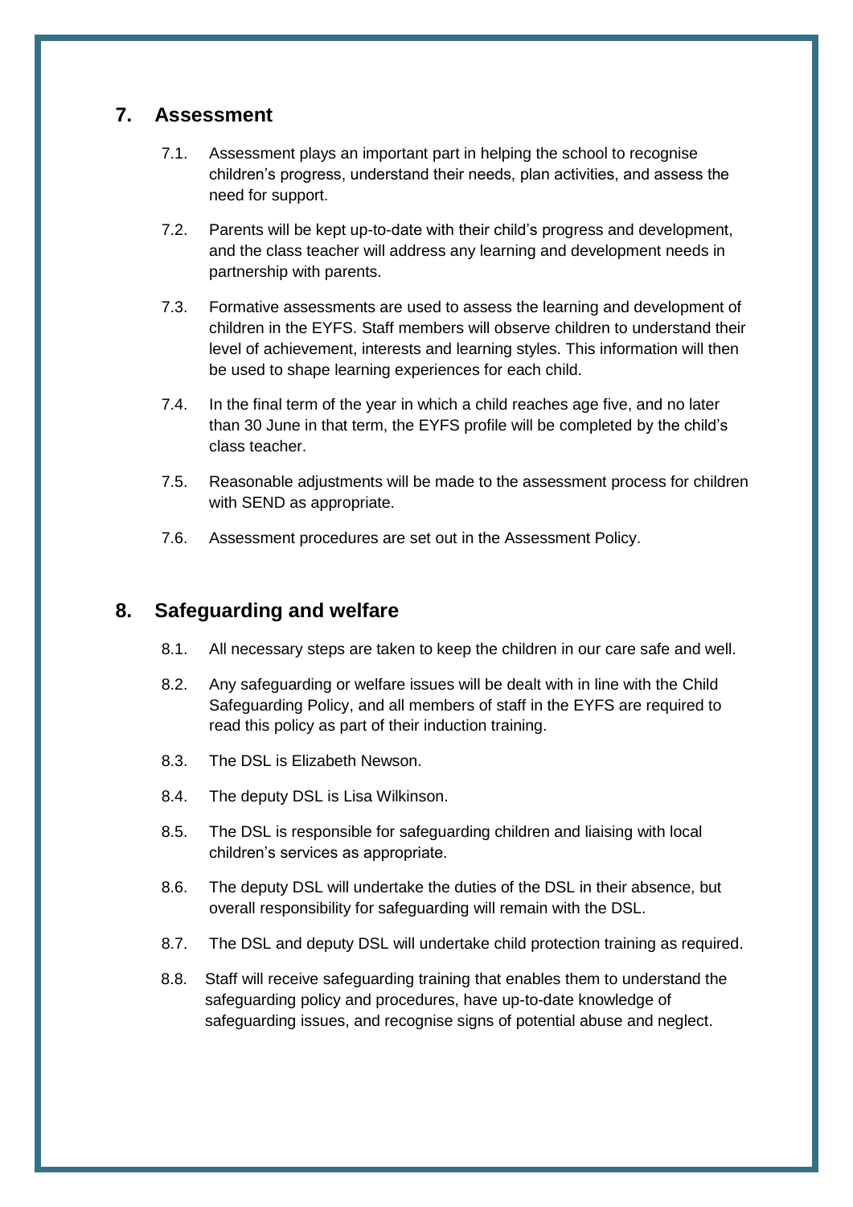## 7. Assessment

7.1. Assessment plays an important part in helping the school to recognise children's progress, understand their needs, plan activities, and assess the need for support.

7.2. Parents will be kept up-to-date with their child's progress and development, and the class teacher will address any learning and development needs in partnership with parents.

7.3. Formative assessments are used to assess the learning and development of children in the EYFS. Staff members will observe children to understand their level of achievement, interests and learning styles. This information will then be used to shape learning experiences for each child.

7.4. In the final term of the year in which a child reaches age five, and no later than 30 June in that term, the EYFS profile will be completed by the child's class teacher.

7.5. Reasonable adjustments will be made to the assessment process for children with SEND as appropriate.

7.6. Assessment procedures are set out in the Assessment Policy.

## 8. Safeguarding and welfare

8.1. All necessary steps are taken to keep the children in our care safe and well.

8.2. Any safeguarding or welfare issues will be dealt with in line with the Child Safeguarding Policy, and all members of staff in the EYFS are required to read this policy as part of their induction training.

8.3. The DSL is Elizabeth Newson.

8.4. The deputy DSL is Lisa Wilkinson.

8.5. The DSL is responsible for safeguarding children and liaising with local children's services as appropriate.

8.6. The deputy DSL will undertake the duties of the DSL in their absence, but overall responsibility for safeguarding will remain with the DSL.

8.7. The DSL and deputy DSL will undertake child protection training as required.

8.8. Staff will receive safeguarding training that enables them to understand the safeguarding policy and procedures, have up-to-date knowledge of safeguarding issues, and recognise signs of potential abuse and neglect.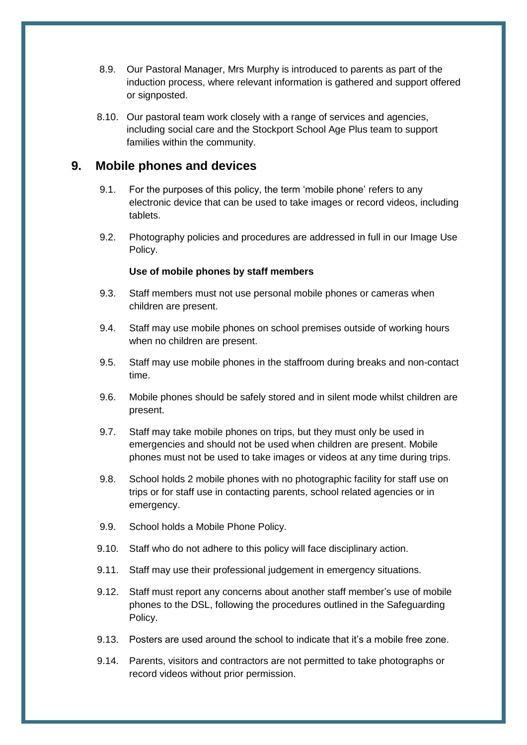8.9. Our Pastoral Manager, Mrs Murphy is introduced to parents as part of the induction process, where relevant information is gathered and support offered or signposted.

8.10. Our pastoral team work closely with a range of services and agencies, including social care and the Stockport School Age Plus team to support families within the community.

## 9. Mobile phones and devices

9.1. For the purposes of this policy, the term 'mobile phone' refers to any electronic device that can be used to take images or record videos, including tablets.

9.2. Photography policies and procedures are addressed in full in our Image Use Policy.

**Use of mobile phones by staff members**

9.3. Staff members must not use personal mobile phones or cameras when children are present.

9.4. Staff may use mobile phones on school premises outside of working hours when no children are present.

9.5. Staff may use mobile phones in the staffroom during breaks and non-contact time.

9.6. Mobile phones should be safely stored and in silent mode whilst children are present.

9.7. Staff may take mobile phones on trips, but they must only be used in emergencies and should not be used when children are present. Mobile phones must not be used to take images or videos at any time during trips.

9.8. School holds 2 mobile phones with no photographic facility for staff use on trips or for staff use in contacting parents, school related agencies or in emergency.

9.9. School holds a Mobile Phone Policy.

9.10. Staff who do not adhere to this policy will face disciplinary action.

9.11. Staff may use their professional judgement in emergency situations.

9.12. Staff must report any concerns about another staff member's use of mobile phones to the DSL, following the procedures outlined in the Safeguarding Policy.

9.13. Posters are used around the school to indicate that it's a mobile free zone.

9.14. Parents, visitors and contractors are not permitted to take photographs or record videos without prior permission.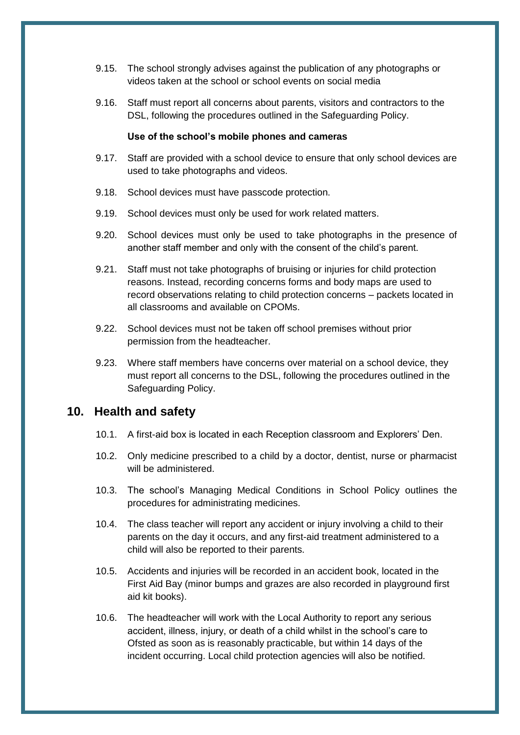9.15. The school strongly advises against the publication of any photographs or videos taken at the school or school events on social media

9.16. Staff must report all concerns about parents, visitors and contractors to the DSL, following the procedures outlined in the Safeguarding Policy.

**Use of the school's mobile phones and cameras**

9.17. Staff are provided with a school device to ensure that only school devices are used to take photographs and videos.

9.18. School devices must have passcode protection.

9.19. School devices must only be used for work related matters.

9.20. School devices must only be used to take photographs in the presence of another staff member and only with the consent of the child's parent.

9.21. Staff must not take photographs of bruising or injuries for child protection reasons. Instead, recording concerns forms and body maps are used to record observations relating to child protection concerns – packets located in all classrooms and available on CPOMs.

9.22. School devices must not be taken off school premises without prior permission from the headteacher.

9.23. Where staff members have concerns over material on a school device, they must report all concerns to the DSL, following the procedures outlined in the Safeguarding Policy.

## 10. Health and safety

10.1. A first-aid box is located in each Reception classroom and Explorers' Den.

10.2. Only medicine prescribed to a child by a doctor, dentist, nurse or pharmacist will be administered.

10.3. The school's Managing Medical Conditions in School Policy outlines the procedures for administrating medicines.

10.4. The class teacher will report any accident or injury involving a child to their parents on the day it occurs, and any first-aid treatment administered to a child will also be reported to their parents.

10.5. Accidents and injuries will be recorded in an accident book, located in the First Aid Bay (minor bumps and grazes are also recorded in playground first aid kit books).

10.6. The headteacher will work with the Local Authority to report any serious accident, illness, injury, or death of a child whilst in the school's care to Ofsted as soon as is reasonably practicable, but within 14 days of the incident occurring. Local child protection agencies will also be notified.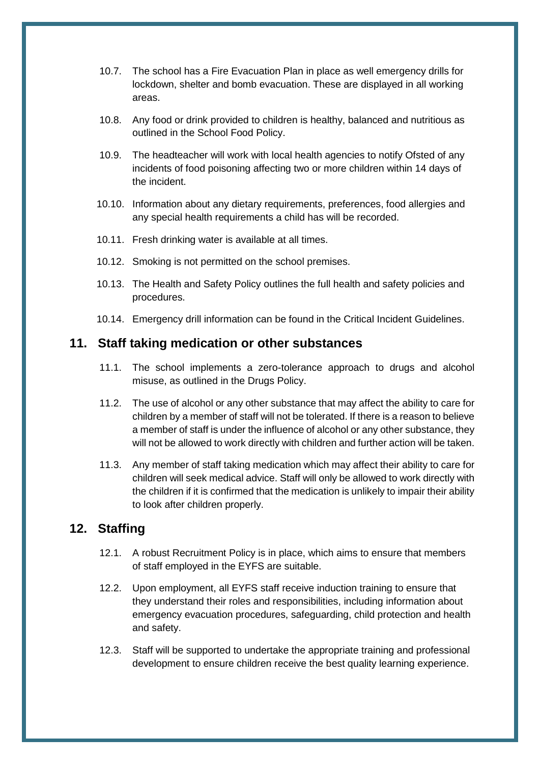10.7. The school has a Fire Evacuation Plan in place as well emergency drills for lockdown, shelter and bomb evacuation. These are displayed in all working areas.

10.8. Any food or drink provided to children is healthy, balanced and nutritious as outlined in the School Food Policy.

10.9. The headteacher will work with local health agencies to notify Ofsted of any incidents of food poisoning affecting two or more children within 14 days of the incident.

10.10. Information about any dietary requirements, preferences, food allergies and any special health requirements a child has will be recorded.

10.11. Fresh drinking water is available at all times.

10.12. Smoking is not permitted on the school premises.

10.13. The Health and Safety Policy outlines the full health and safety policies and procedures.

10.14. Emergency drill information can be found in the Critical Incident Guidelines.

## 11. Staff taking medication or other substances

11.1. The school implements a zero-tolerance approach to drugs and alcohol misuse, as outlined in the Drugs Policy.

11.2. The use of alcohol or any other substance that may affect the ability to care for children by a member of staff will not be tolerated. If there is a reason to believe a member of staff is under the influence of alcohol or any other substance, they will not be allowed to work directly with children and further action will be taken.

11.3. Any member of staff taking medication which may affect their ability to care for children will seek medical advice. Staff will only be allowed to work directly with the children if it is confirmed that the medication is unlikely to impair their ability to look after children properly.

## 12. Staffing

12.1. A robust Recruitment Policy is in place, which aims to ensure that members of staff employed in the EYFS are suitable.

12.2. Upon employment, all EYFS staff receive induction training to ensure that they understand their roles and responsibilities, including information about emergency evacuation procedures, safeguarding, child protection and health and safety.

12.3. Staff will be supported to undertake the appropriate training and professional development to ensure children receive the best quality learning experience.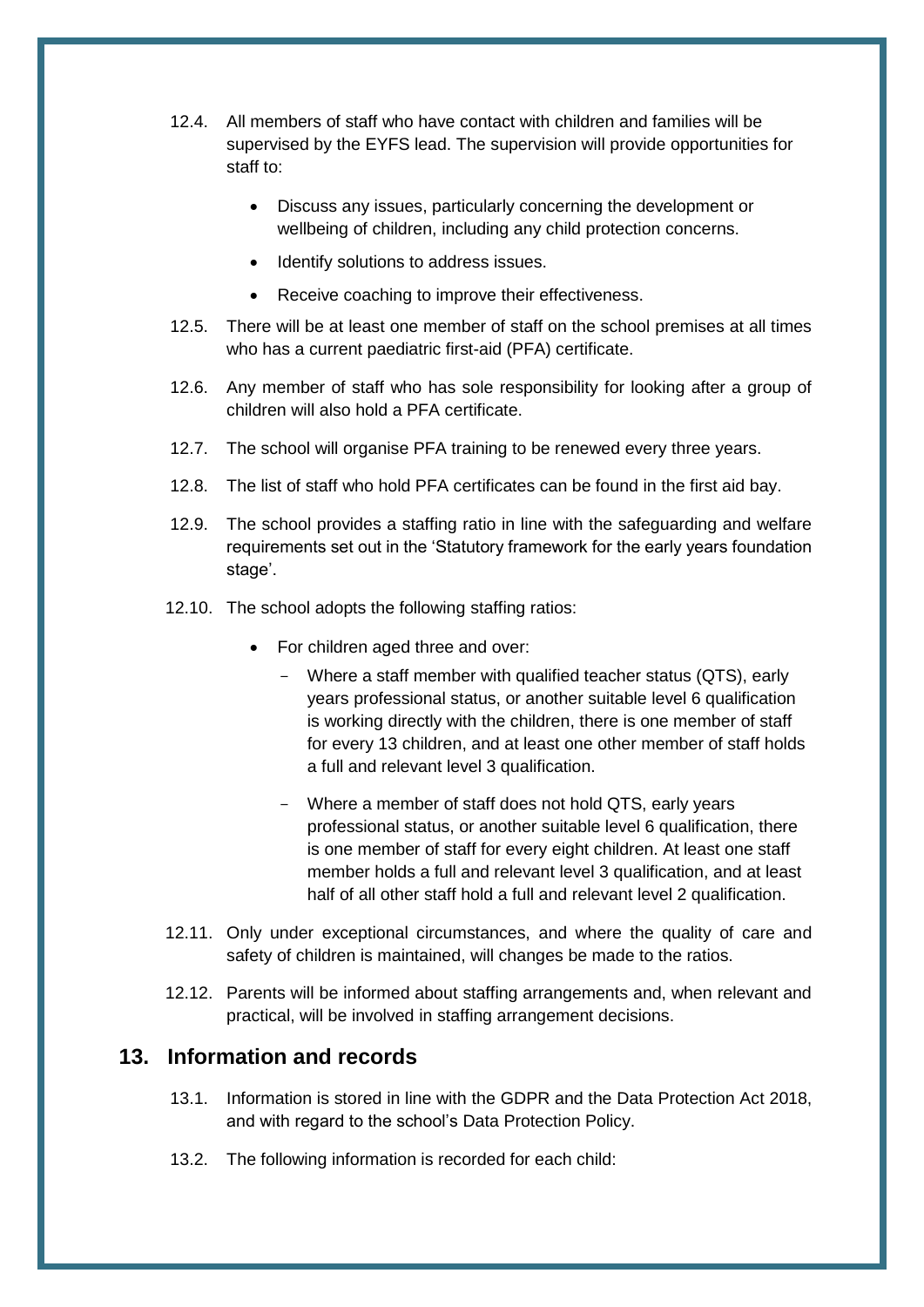12.4. All members of staff who have contact with children and families will be supervised by the EYFS lead. The supervision will provide opportunities for staff to:

- Discuss any issues, particularly concerning the development or wellbeing of children, including any child protection concerns.
- Identify solutions to address issues.
- Receive coaching to improve their effectiveness.

12.5. There will be at least one member of staff on the school premises at all times who has a current paediatric first-aid (PFA) certificate.

12.6. Any member of staff who has sole responsibility for looking after a group of children will also hold a PFA certificate.

12.7. The school will organise PFA training to be renewed every three years.

12.8. The list of staff who hold PFA certificates can be found in the first aid bay.

12.9. The school provides a staffing ratio in line with the safeguarding and welfare requirements set out in the 'Statutory framework for the early years foundation stage'.

12.10. The school adopts the following staffing ratios:

- For children aged three and over:
  - Where a staff member with qualified teacher status (QTS), early years professional status, or another suitable level 6 qualification is working directly with the children, there is one member of staff for every 13 children, and at least one other member of staff holds a full and relevant level 3 qualification.
  - Where a member of staff does not hold QTS, early years professional status, or another suitable level 6 qualification, there is one member of staff for every eight children. At least one staff member holds a full and relevant level 3 qualification, and at least half of all other staff hold a full and relevant level 2 qualification.

12.11. Only under exceptional circumstances, and where the quality of care and safety of children is maintained, will changes be made to the ratios.

12.12. Parents will be informed about staffing arrangements and, when relevant and practical, will be involved in staffing arrangement decisions.

## 13. Information and records

13.1. Information is stored in line with the GDPR and the Data Protection Act 2018, and with regard to the school's Data Protection Policy.

13.2. The following information is recorded for each child: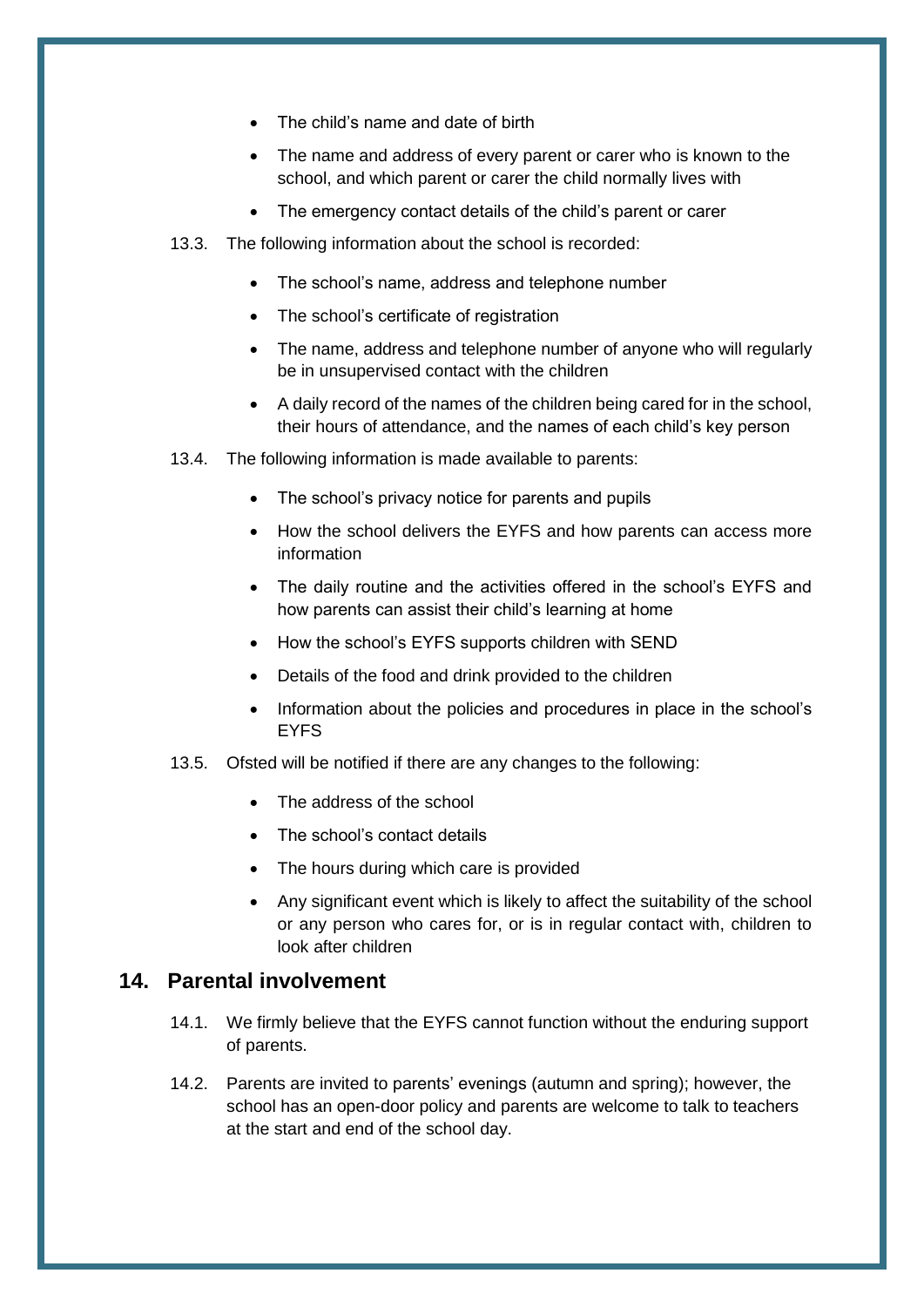- The child's name and date of birth
- The name and address of every parent or carer who is known to the school, and which parent or carer the child normally lives with
- The emergency contact details of the child's parent or carer

13.3. The following information about the school is recorded:

- The school's name, address and telephone number
- The school's certificate of registration
- The name, address and telephone number of anyone who will regularly be in unsupervised contact with the children
- A daily record of the names of the children being cared for in the school, their hours of attendance, and the names of each child's key person

13.4. The following information is made available to parents:

- The school's privacy notice for parents and pupils
- How the school delivers the EYFS and how parents can access more information
- The daily routine and the activities offered in the school's EYFS and how parents can assist their child's learning at home
- How the school's EYFS supports children with SEND
- Details of the food and drink provided to the children
- Information about the policies and procedures in place in the school's EYFS

13.5. Ofsted will be notified if there are any changes to the following:

- The address of the school
- The school's contact details
- The hours during which care is provided
- Any significant event which is likely to affect the suitability of the school or any person who cares for, or is in regular contact with, children to look after children

## 14. Parental involvement

14.1. We firmly believe that the EYFS cannot function without the enduring support of parents.

14.2. Parents are invited to parents' evenings (autumn and spring); however, the school has an open-door policy and parents are welcome to talk to teachers at the start and end of the school day.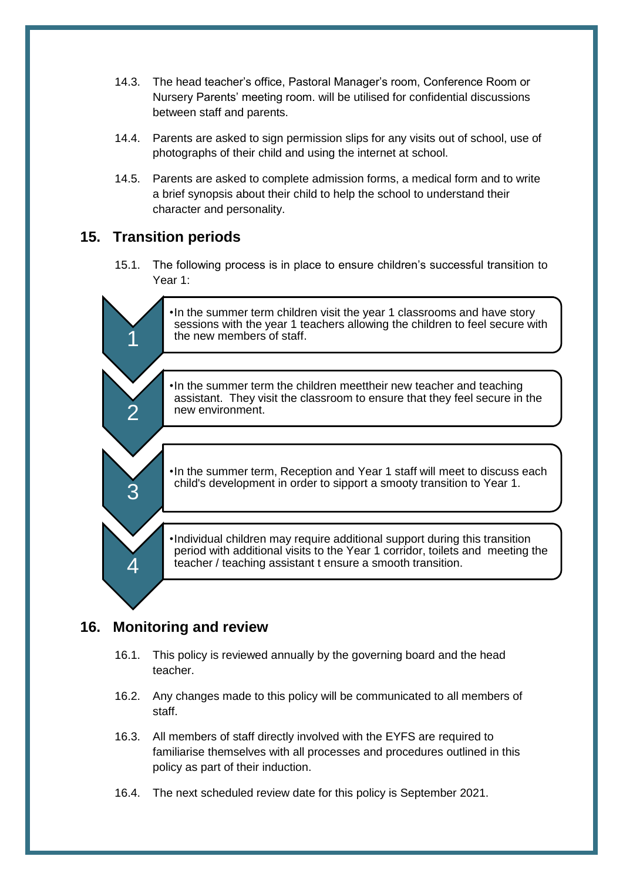14.3. The head teacher's office, Pastoral Manager's room, Conference Room or Nursery Parents' meeting room. will be utilised for confidential discussions between staff and parents.

14.4. Parents are asked to sign permission slips for any visits out of school, use of photographs of their child and using the internet at school.

14.5. Parents are asked to complete admission forms, a medical form and to write a brief synopsis about their child to help the school to understand their character and personality.

## 15. Transition periods

15.1. The following process is in place to ensure children's successful transition to Year 1:

1

- In the summer term children visit the year 1 classrooms and have story sessions with the year 1 teachers allowing the children to feel secure with the new members of staff.

2

- In the summer term the children meettheir new teacher and teaching assistant. They visit the classroom to ensure that they feel secure in the new environment.

3

- In the summer term, Reception and Year 1 staff will meet to discuss each child's development in order to sipport a smooty transition to Year 1.

4

- Individual children may require additional support during this transition period with additional visits to the Year 1 corridor, toilets and meeting the teacher / teaching assistant t ensure a smooth transition.

## 16. Monitoring and review

16.1. This policy is reviewed annually by the governing board and the head teacher.

16.2. Any changes made to this policy will be communicated to all members of staff.

16.3. All members of staff directly involved with the EYFS are required to familiarise themselves with all processes and procedures outlined in this policy as part of their induction.

16.4. The next scheduled review date for this policy is September 2021.